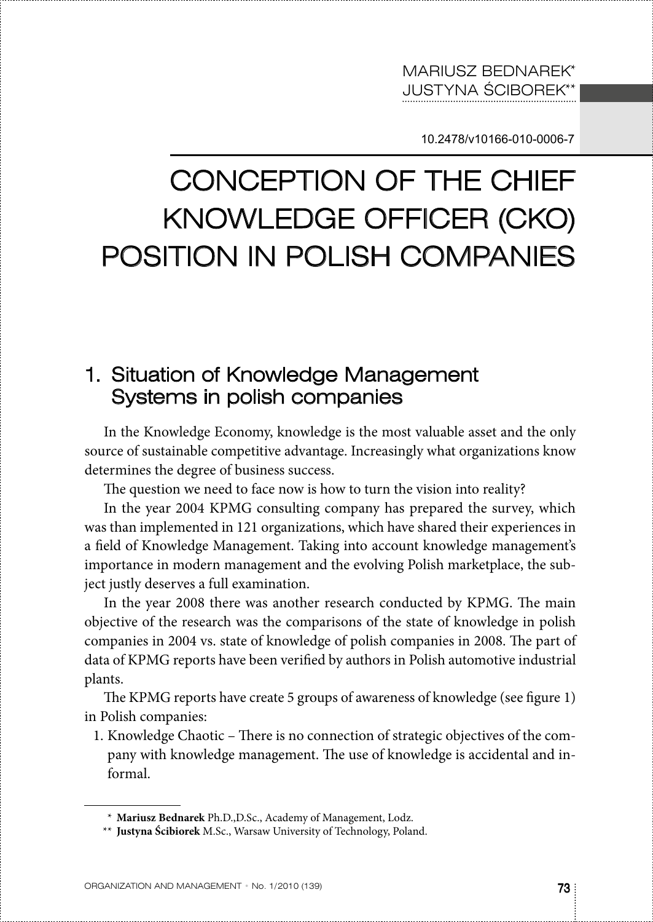MARIUSZ BEDNAREK*
JUSTYNA ŚCIBOREK**

10.2478/v10166-010-0006-7

# CONCEPTION OF THE CHIEF KNOWLEDGE OFFICER (CKO) POSITION IN POLISH COMPANIES

## 1. Situation of Knowledge Management Systems in polish companies

In the Knowledge Economy, knowledge is the most valuable asset and the only source of sustainable competitive advantage. Increasingly what organizations know determines the degree of business success.

The question we need to face now is how to turn the vision into reality?

In the year 2004 KPMG consulting company has prepared the survey, which was than implemented in 121 organizations, which have shared their experiences in a field of Knowledge Management. Taking into account knowledge management's importance in modern management and the evolving Polish marketplace, the subject justly deserves a full examination.

In the year 2008 there was another research conducted by KPMG. The main objective of the research was the comparisons of the state of knowledge in polish companies in 2004 vs. state of knowledge of polish companies in 2008. The part of data of KPMG reports have been verified by authors in Polish automotive industrial plants.

The KPMG reports have create 5 groups of awareness of knowledge (see figure 1) in Polish companies:

1. Knowledge Chaotic – There is no connection of strategic objectives of the company with knowledge management. The use of knowledge is accidental and informal.

---

\* **Mariusz Bednarek** Ph.D.,D.Sc., Academy of Management, Lodz.

\*\* **Justyna Ścibiorek** M.Sc., Warsaw University of Technology, Poland.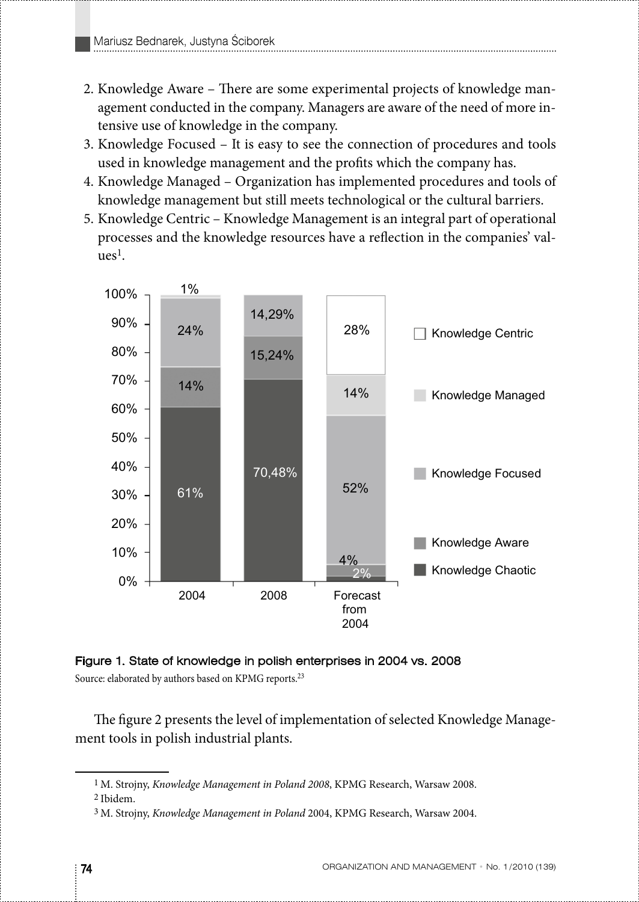2. Knowledge Aware – There are some experimental projects of knowledge management conducted in the company. Managers are aware of the need of more intensive use of knowledge in the company.
3. Knowledge Focused – It is easy to see the connection of procedures and tools used in knowledge management and the profits which the company has.
4. Knowledge Managed – Organization has implemented procedures and tools of knowledge management but still meets technological or the cultural barriers.
5. Knowledge Centric – Knowledge Management is an integral part of operational processes and the knowledge resources have a reflection in the companies' values[1].

| | 2004 | 2008 | Forecast from 2004 |
|---|---|---|---|
| Knowledge Centric | | | 28% |
| Knowledge Managed | 1% | | 14% |
| Knowledge Focused | 24% | 14,29% | 52% |
| Knowledge Aware | 14% | 15,24% | 4% |
| Knowledge Chaotic | 61% | 70,48% | 2% |

**Figure 1. State of knowledge in polish enterprises in 2004 vs. 2008**

Source: elaborated by authors based on KPMG reports.[2,3]

The figure 2 presents the level of implementation of selected Knowledge Management tools in polish industrial plants.

---

[1] M. Strojny, *Knowledge Management in Poland 2008*, KPMG Research, Warsaw 2008.

[2] Ibidem.

[3] M. Strojny, *Knowledge Management in Poland* 2004, KPMG Research, Warsaw 2004.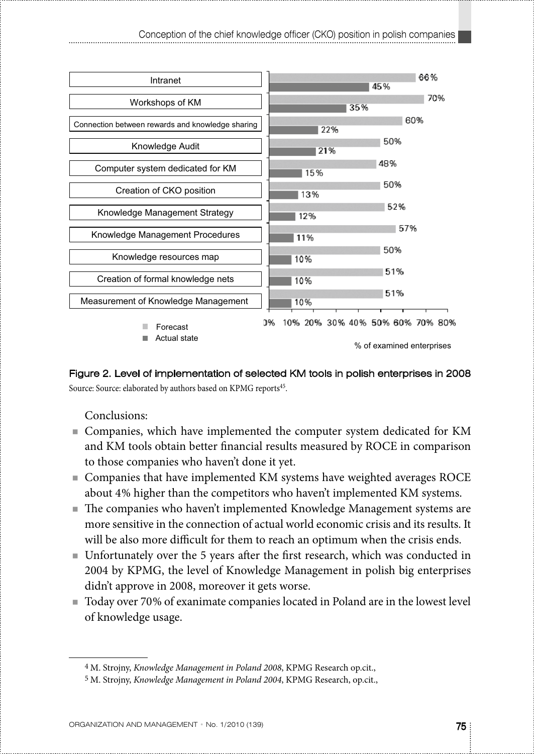| KM tool | Forecast | Actual state |
| --- | --- | --- |
| Intranet | 66% | 45% |
| Workshops of KM | 70% | 35% |
| Connection between rewards and knowledge sharing | 60% | 22% |
| Knowledge Audit | 50% | 21% |
| Computer system dedicated for KM | 48% | 15% |
| Creation of CKO position | 50% | 13% |
| Knowledge Management Strategy | 52% | 12% |
| Knowledge Management Procedures | 57% | 11% |
| Knowledge resources map | 50% | 10% |
| Creation of formal knowledge nets | 51% | 10% |
| Measurement of Knowledge Management | 51% | 10% |

% of examined enterprises

**Figure 2. Level of implementation of selected KM tools in polish enterprises in 2008**

Source: Source: elaborated by authors based on KPMG reports[45].

Conclusions:

- Companies, which have implemented the computer system dedicated for KM and KM tools obtain better financial results measured by ROCE in comparison to those companies who haven't done it yet.
- Companies that have implemented KM systems have weighted averages ROCE about 4% higher than the competitors who haven't implemented KM systems.
- The companies who haven't implemented Knowledge Management systems are more sensitive in the connection of actual world economic crisis and its results. It will be also more difficult for them to reach an optimum when the crisis ends.
- Unfortunately over the 5 years after the first research, which was conducted in 2004 by KPMG, the level of Knowledge Management in polish big enterprises didn't approve in 2008, moreover it gets worse.
- Today over 70% of exanimate companies located in Poland are in the lowest level of knowledge usage.

---

[4] M. Strojny, *Knowledge Management in Poland 2008*, KPMG Research op.cit.,

[5] M. Strojny, *Knowledge Management in Poland 2004*, KPMG Research, op.cit.,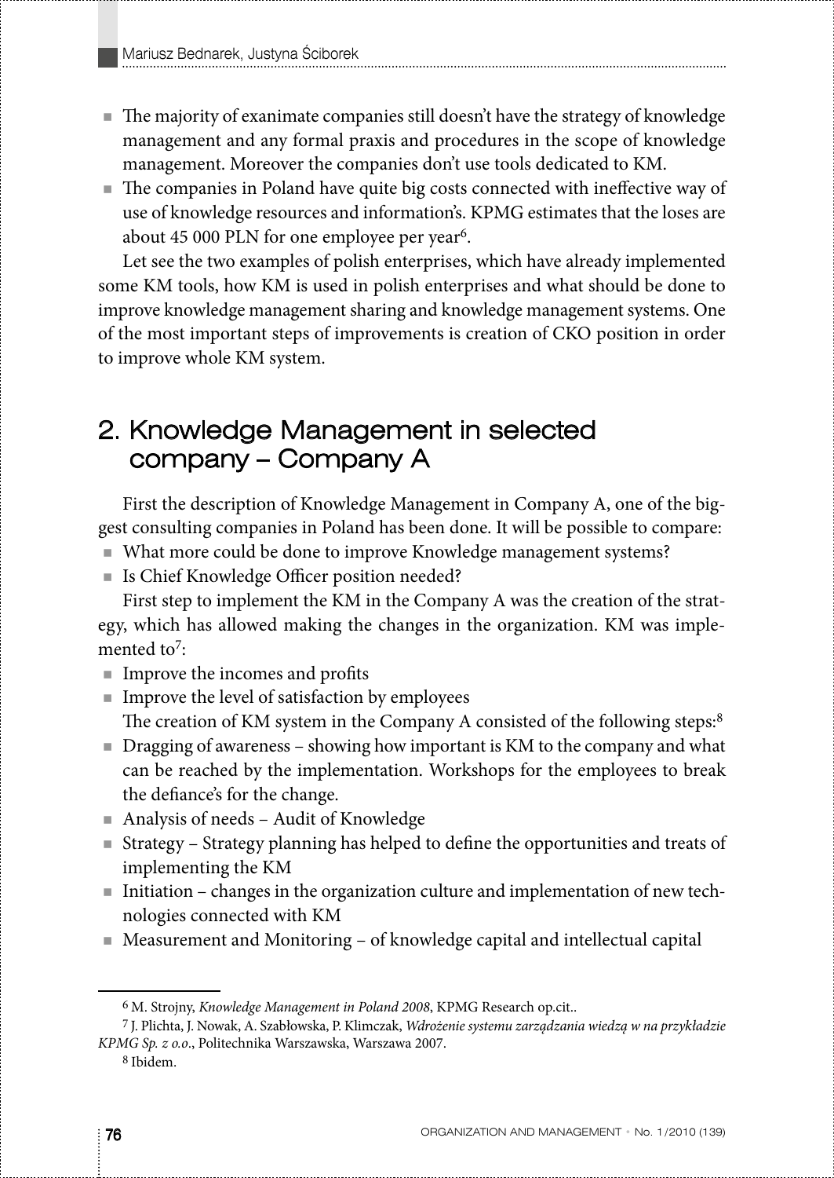- The majority of exanimate companies still doesn't have the strategy of knowledge management and any formal praxis and procedures in the scope of knowledge management. Moreover the companies don't use tools dedicated to KM.
- The companies in Poland have quite big costs connected with ineffective way of use of knowledge resources and information's. KPMG estimates that the loses are about 45 000 PLN for one employee per year[6].

Let see the two examples of polish enterprises, which have already implemented some KM tools, how KM is used in polish enterprises and what should be done to improve knowledge management sharing and knowledge management systems. One of the most important steps of improvements is creation of CKO position in order to improve whole KM system.

## 2. Knowledge Management in selected company – Company A

First the description of Knowledge Management in Company A, one of the biggest consulting companies in Poland has been done. It will be possible to compare:

- What more could be done to improve Knowledge management systems?
- Is Chief Knowledge Officer position needed?

First step to implement the KM in the Company A was the creation of the strategy, which has allowed making the changes in the organization. KM was implemented to[7]:

- Improve the incomes and profits
- Improve the level of satisfaction by employees

The creation of KM system in the Company A consisted of the following steps:[8]

- Dragging of awareness – showing how important is KM to the company and what can be reached by the implementation. Workshops for the employees to break the defiance's for the change.
- Analysis of needs – Audit of Knowledge
- Strategy – Strategy planning has helped to define the opportunities and treats of implementing the KM
- Initiation – changes in the organization culture and implementation of new technologies connected with KM
- Measurement and Monitoring – of knowledge capital and intellectual capital

---

[6] M. Strojny, *Knowledge Management in Poland 2008*, KPMG Research op.cit..

[7] J. Plichta, J. Nowak, A. Szabłowska, P. Klimczak, *Wdrożenie systemu zarządzania wiedzą w na przykładzie KPMG Sp. z o.o*., Politechnika Warszawska, Warszawa 2007.

[8] Ibidem.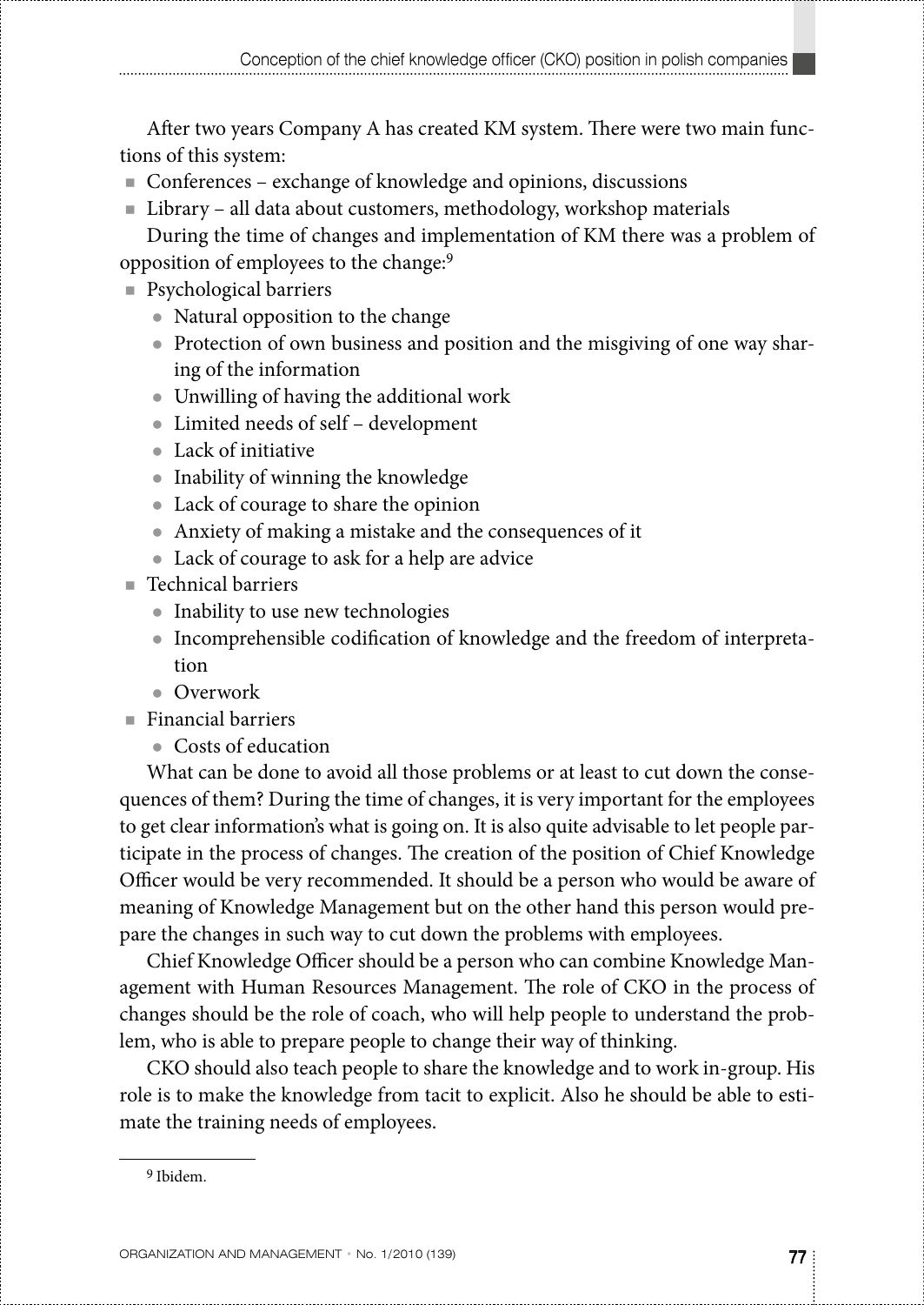After two years Company A has created KM system. There were two main functions of this system:

- Conferences – exchange of knowledge and opinions, discussions
- Library – all data about customers, methodology, workshop materials

During the time of changes and implementation of KM there was a problem of opposition of employees to the change:[9]

- Psychological barriers
  - Natural opposition to the change
  - Protection of own business and position and the misgiving of one way sharing of the information
  - Unwilling of having the additional work
  - Limited needs of self – development
  - Lack of initiative
  - Inability of winning the knowledge
  - Lack of courage to share the opinion
  - Anxiety of making a mistake and the consequences of it
  - Lack of courage to ask for a help are advice
- Technical barriers
  - Inability to use new technologies
  - Incomprehensible codification of knowledge and the freedom of interpretation
  - Overwork
- Financial barriers
  - Costs of education

What can be done to avoid all those problems or at least to cut down the consequences of them? During the time of changes, it is very important for the employees to get clear information's what is going on. It is also quite advisable to let people participate in the process of changes. The creation of the position of Chief Knowledge Officer would be very recommended. It should be a person who would be aware of meaning of Knowledge Management but on the other hand this person would prepare the changes in such way to cut down the problems with employees.

Chief Knowledge Officer should be a person who can combine Knowledge Management with Human Resources Management. The role of CKO in the process of changes should be the role of coach, who will help people to understand the problem, who is able to prepare people to change their way of thinking.

CKO should also teach people to share the knowledge and to work in-group. His role is to make the knowledge from tacit to explicit. Also he should be able to estimate the training needs of employees.

---

[9] Ibidem.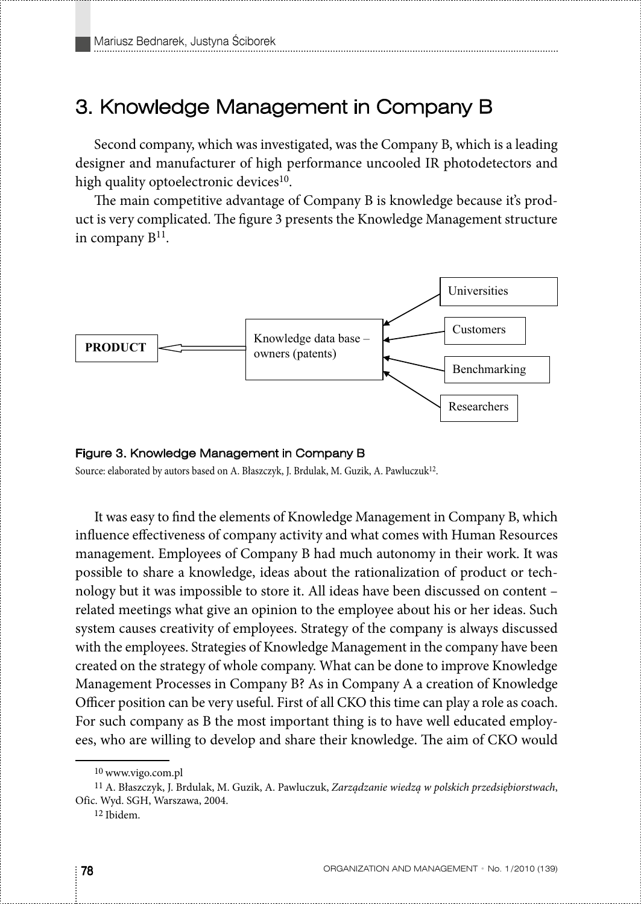# 3. Knowledge Management in Company B

Second company, which was investigated, was the Company B, which is a leading designer and manufacturer of high performance uncooled IR photodetectors and high quality optoelectronic devices[10].

The main competitive advantage of Company B is knowledge because it's product is very complicated. The figure 3 presents the Knowledge Management structure in company B[11].

PRODUCT ⟸ Knowledge data base – owners (patents) ← Universities, Customers, Benchmarking, Researchers

**Figure 3. Knowledge Management in Company B**

Source: elaborated by autors based on A. Błaszczyk, J. Brdulak, M. Guzik, A. Pawluczuk[12].

It was easy to find the elements of Knowledge Management in Company B, which influence effectiveness of company activity and what comes with Human Resources management. Employees of Company B had much autonomy in their work. It was possible to share a knowledge, ideas about the rationalization of product or technology but it was impossible to store it. All ideas have been discussed on content – related meetings what give an opinion to the employee about his or her ideas. Such system causes creativity of employees. Strategy of the company is always discussed with the employees. Strategies of Knowledge Management in the company have been created on the strategy of whole company. What can be done to improve Knowledge Management Processes in Company B? As in Company A a creation of Knowledge Officer position can be very useful. First of all CKO this time can play a role as coach. For such company as B the most important thing is to have well educated employees, who are willing to develop and share their knowledge. The aim of CKO would

---

[10] www.vigo.com.pl

[11] A. Błaszczyk, J. Brdulak, M. Guzik, A. Pawluczuk, *Zarządzanie wiedzą w polskich przedsiębiorstwach*, Ofic. Wyd. SGH, Warszawa, 2004.

[12] Ibidem.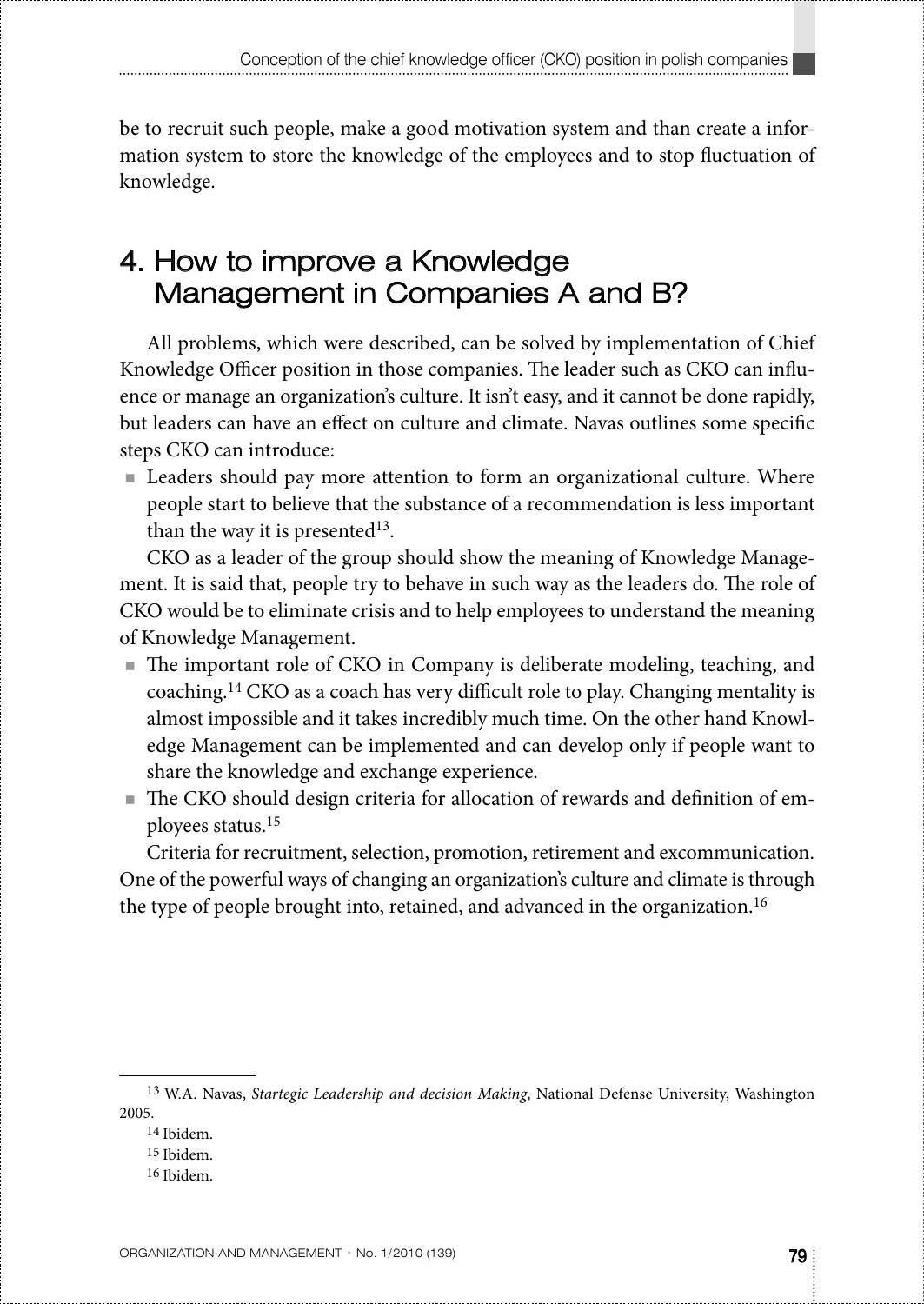be to recruit such people, make a good motivation system and than create a information system to store the knowledge of the employees and to stop fluctuation of knowledge.

## 4. How to improve a Knowledge Management in Companies A and B?

All problems, which were described, can be solved by implementation of Chief Knowledge Officer position in those companies. The leader such as CKO can influence or manage an organization's culture. It isn't easy, and it cannot be done rapidly, but leaders can have an effect on culture and climate. Navas outlines some specific steps CKO can introduce:

- Leaders should pay more attention to form an organizational culture. Where people start to believe that the substance of a recommendation is less important than the way it is presented[13].

CKO as a leader of the group should show the meaning of Knowledge Management. It is said that, people try to behave in such way as the leaders do. The role of CKO would be to eliminate crisis and to help employees to understand the meaning of Knowledge Management.

- The important role of CKO in Company is deliberate modeling, teaching, and coaching.[14] CKO as a coach has very difficult role to play. Changing mentality is almost impossible and it takes incredibly much time. On the other hand Knowledge Management can be implemented and can develop only if people want to share the knowledge and exchange experience.
- The CKO should design criteria for allocation of rewards and definition of employees status.[15]

Criteria for recruitment, selection, promotion, retirement and excommunication. One of the powerful ways of changing an organization's culture and climate is through the type of people brought into, retained, and advanced in the organization.[16]

---

[13] W.A. Navas, *Startegic Leadership and decision Making*, National Defense University, Washington 2005.

[14] Ibidem.

[15] Ibidem.

[16] Ibidem.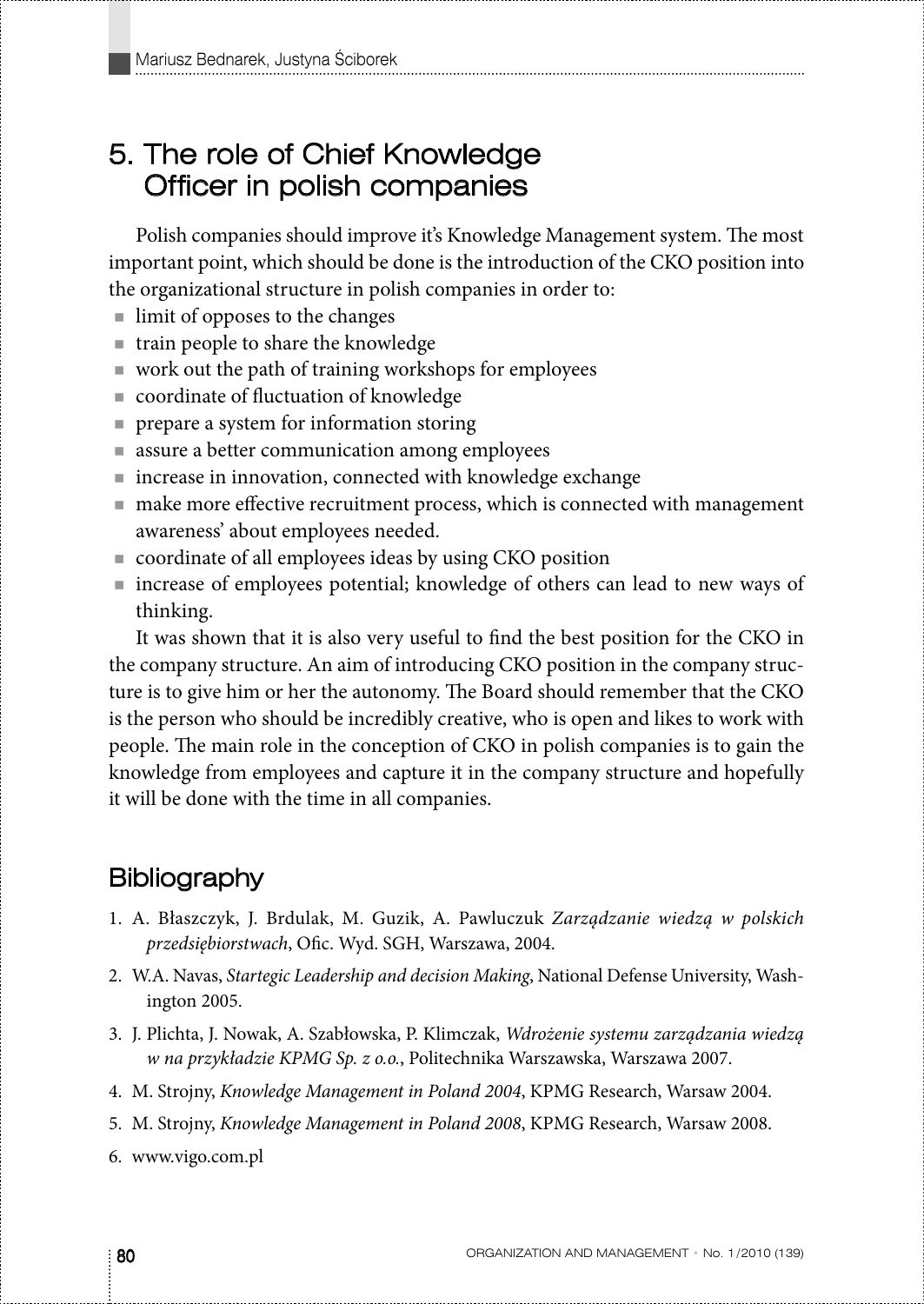# 5. The role of Chief Knowledge Officer in polish companies

Polish companies should improve it's Knowledge Management system. The most important point, which should be done is the introduction of the CKO position into the organizational structure in polish companies in order to:

- limit of opposes to the changes
- train people to share the knowledge
- work out the path of training workshops for employees
- coordinate of fluctuation of knowledge
- prepare a system for information storing
- assure a better communication among employees
- increase in innovation, connected with knowledge exchange
- make more effective recruitment process, which is connected with management awareness' about employees needed.
- coordinate of all employees ideas by using CKO position
- increase of employees potential; knowledge of others can lead to new ways of thinking.

It was shown that it is also very useful to find the best position for the CKO in the company structure. An aim of introducing CKO position in the company structure is to give him or her the autonomy. The Board should remember that the CKO is the person who should be incredibly creative, who is open and likes to work with people. The main role in the conception of CKO in polish companies is to gain the knowledge from employees and capture it in the company structure and hopefully it will be done with the time in all companies.

## Bibliography

1. A. Błaszczyk, J. Brdulak, M. Guzik, A. Pawluczuk *Zarządzanie wiedzą w polskich przedsiębiorstwach*, Ofic. Wyd. SGH, Warszawa, 2004.
2. W.A. Navas, *Startegic Leadership and decision Making*, National Defense University, Washington 2005.
3. J. Plichta, J. Nowak, A. Szabłowska, P. Klimczak, *Wdrożenie systemu zarządzania wiedzą w na przykładzie KPMG Sp. z o.o.*, Politechnika Warszawska, Warszawa 2007.
4. M. Strojny, *Knowledge Management in Poland 2004*, KPMG Research, Warsaw 2004.
5. M. Strojny, *Knowledge Management in Poland 2008*, KPMG Research, Warsaw 2008.
6. www.vigo.com.pl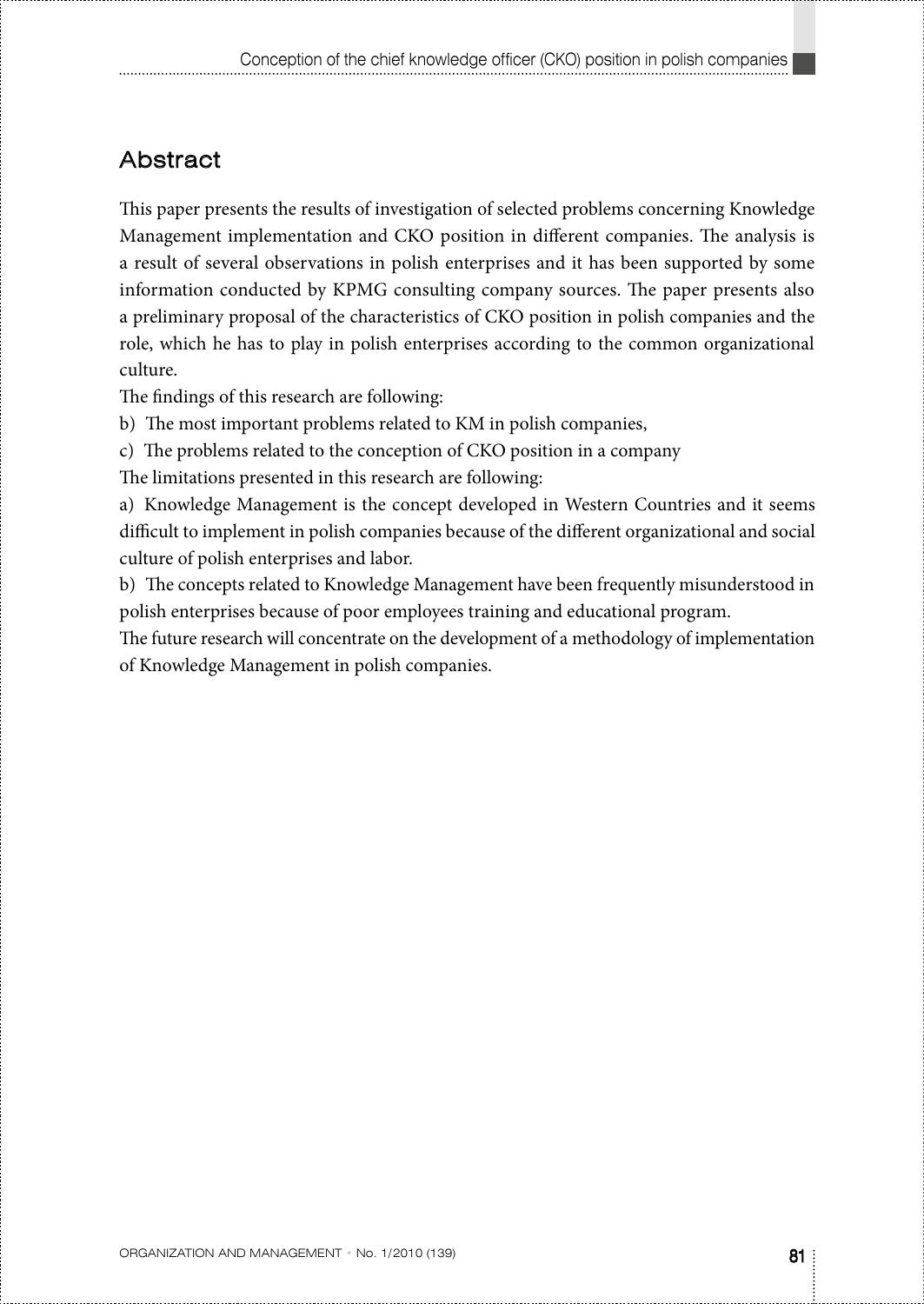## Abstract

This paper presents the results of investigation of selected problems concerning Knowledge Management implementation and CKO position in different companies. The analysis is a result of several observations in polish enterprises and it has been supported by some information conducted by KPMG consulting company sources. The paper presents also a preliminary proposal of the characteristics of CKO position in polish companies and the role, which he has to play in polish enterprises according to the common organizational culture.

The findings of this research are following:

b) The most important problems related to KM in polish companies,

c) The problems related to the conception of CKO position in a company

The limitations presented in this research are following:

a) Knowledge Management is the concept developed in Western Countries and it seems difficult to implement in polish companies because of the different organizational and social culture of polish enterprises and labor.

b) The concepts related to Knowledge Management have been frequently misunderstood in polish enterprises because of poor employees training and educational program.

The future research will concentrate on the development of a methodology of implementation of Knowledge Management in polish companies.